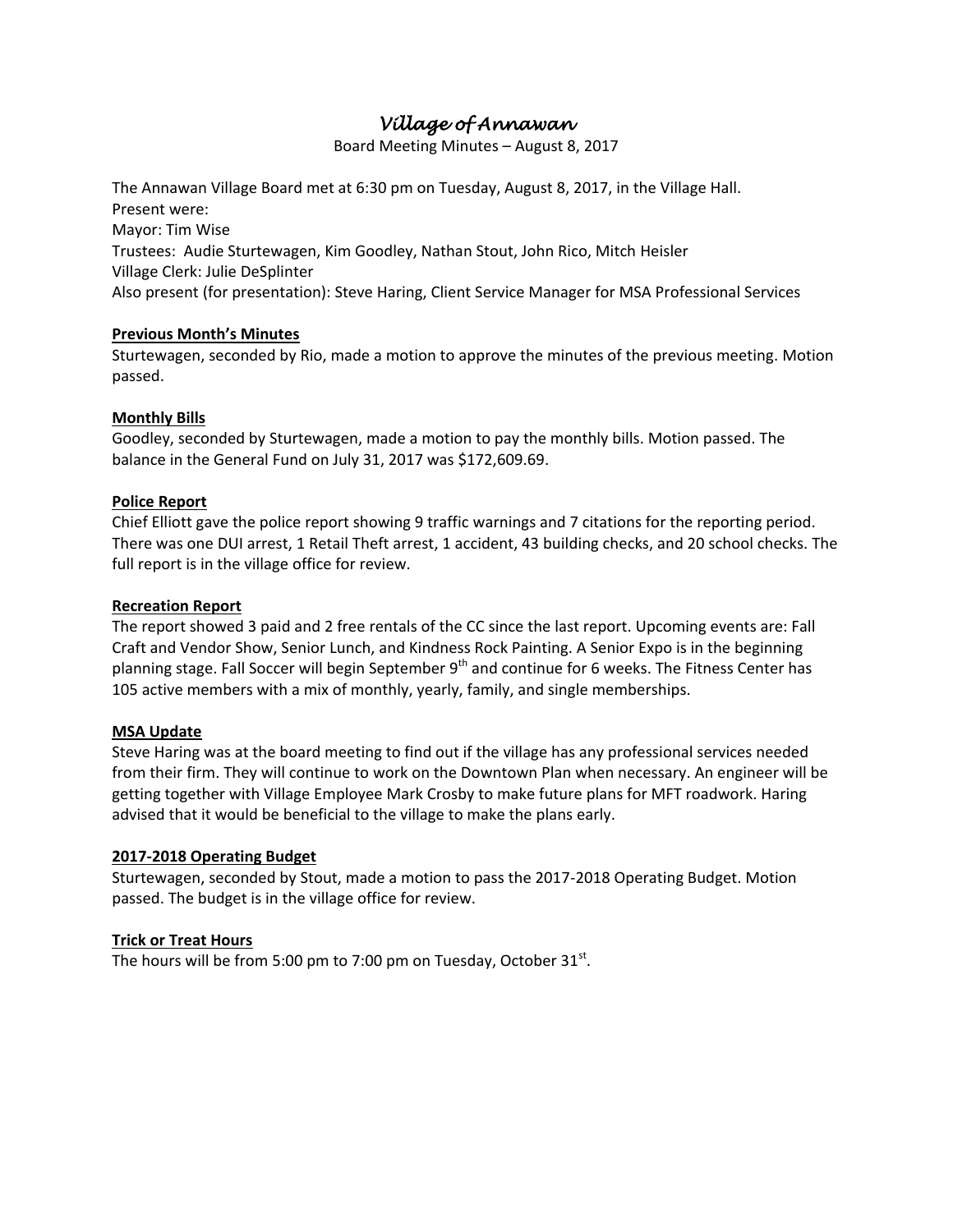# *Village of Annawan*

Board Meeting Minutes – August 8, 2017

The Annawan Village Board met at 6:30 pm on Tuesday, August 8, 2017, in the Village Hall.
Present were:
Mayor: Tim Wise
Trustees: Audie Sturtewagen, Kim Goodley, Nathan Stout, John Rico, Mitch Heisler
Village Clerk: Julie DeSplinter
Also present (for presentation): Steve Haring, Client Service Manager for MSA Professional Services

**Previous Month's Minutes**

Sturtewagen, seconded by Rio, made a motion to approve the minutes of the previous meeting. Motion passed.

**Monthly Bills**

Goodley, seconded by Sturtewagen, made a motion to pay the monthly bills. Motion passed. The balance in the General Fund on July 31, 2017 was $172,609.69.

**Police Report**

Chief Elliott gave the police report showing 9 traffic warnings and 7 citations for the reporting period. There was one DUI arrest, 1 Retail Theft arrest, 1 accident, 43 building checks, and 20 school checks. The full report is in the village office for review.

**Recreation Report**

The report showed 3 paid and 2 free rentals of the CC since the last report. Upcoming events are: Fall Craft and Vendor Show, Senior Lunch, and Kindness Rock Painting. A Senior Expo is in the beginning planning stage. Fall Soccer will begin September 9th and continue for 6 weeks. The Fitness Center has 105 active members with a mix of monthly, yearly, family, and single memberships.

**MSA Update**

Steve Haring was at the board meeting to find out if the village has any professional services needed from their firm. They will continue to work on the Downtown Plan when necessary. An engineer will be getting together with Village Employee Mark Crosby to make future plans for MFT roadwork. Haring advised that it would be beneficial to the village to make the plans early.

**2017-2018 Operating Budget**

Sturtewagen, seconded by Stout, made a motion to pass the 2017-2018 Operating Budget. Motion passed. The budget is in the village office for review.

**Trick or Treat Hours**

The hours will be from 5:00 pm to 7:00 pm on Tuesday, October 31st.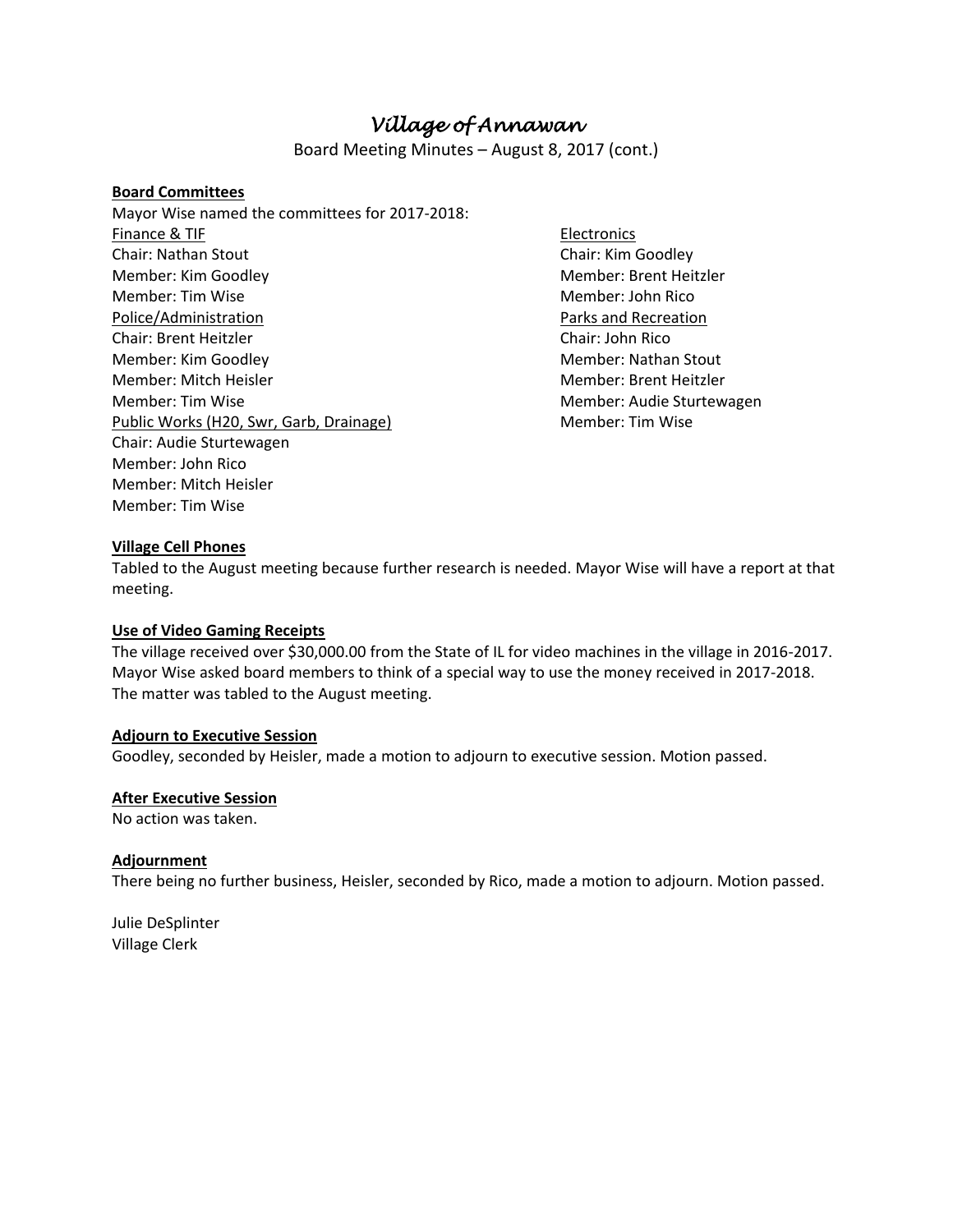# *Village of Annawan*

Board Meeting Minutes – August 8, 2017 (cont.)

**Board Committees**

Mayor Wise named the committees for 2017-2018:

Finance & TIF
Chair: Nathan Stout
Member: Kim Goodley
Member: Tim Wise

Police/Administration
Chair: Brent Heitzler
Member: Kim Goodley
Member: Mitch Heisler
Member: Tim Wise

Public Works (H20, Swr, Garb, Drainage)
Chair: Audie Sturtewagen
Member: John Rico
Member: Mitch Heisler
Member: Tim Wise

Electronics
Chair: Kim Goodley
Member: Brent Heitzler
Member: John Rico

Parks and Recreation
Chair: John Rico
Member: Nathan Stout
Member: Brent Heitzler
Member: Audie Sturtewagen
Member: Tim Wise

**Village Cell Phones**

Tabled to the August meeting because further research is needed. Mayor Wise will have a report at that meeting.

**Use of Video Gaming Receipts**

The village received over $30,000.00 from the State of IL for video machines in the village in 2016-2017. Mayor Wise asked board members to think of a special way to use the money received in 2017-2018. The matter was tabled to the August meeting.

**Adjourn to Executive Session**

Goodley, seconded by Heisler, made a motion to adjourn to executive session. Motion passed.

**After Executive Session**

No action was taken.

**Adjournment**

There being no further business, Heisler, seconded by Rico, made a motion to adjourn. Motion passed.

Julie DeSplinter
Village Clerk